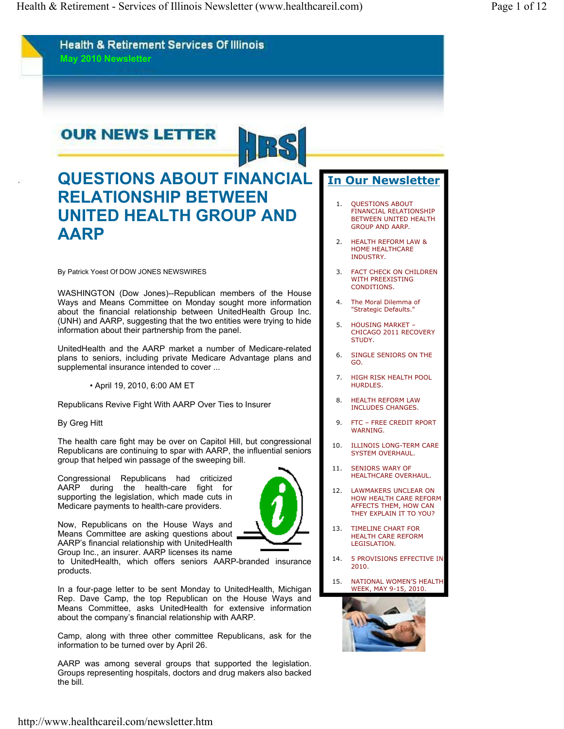Health & Retirement Services Of Illinois

May 2010 Newsletter

## OUR NEWS LETTER

# QUESTIONS ABOUT FINANCIAL RELATIONSHIP BETWEEN UNITED HEALTH GROUP AND AARP

By Patrick Yoest Of DOW JONES NEWSWIRES

WASHINGTON (Dow Jones)--Republican members of the House Ways and Means Committee on Monday sought more information about the financial relationship between UnitedHealth Group Inc. (UNH) and AARP, suggesting that the two entities were trying to hide information about their partnership from the panel.

UnitedHealth and the AARP market a number of Medicare-related plans to seniors, including private Medicare Advantage plans and supplemental insurance intended to cover ...

- April 19, 2010, 6:00 AM ET

Republicans Revive Fight With AARP Over Ties to Insurer

By Greg Hitt

The health care fight may be over on Capitol Hill, but congressional Republicans are continuing to spar with AARP, the influential seniors group that helped win passage of the sweeping bill.

Congressional Republicans had criticized AARP during the health-care fight for supporting the legislation, which made cuts in Medicare payments to health-care providers.

Now, Republicans on the House Ways and Means Committee are asking questions about AARP's financial relationship with UnitedHealth Group Inc., an insurer. AARP licenses its name to UnitedHealth, which offers seniors AARP-branded insurance products.

In a four-page letter to be sent Monday to UnitedHealth, Michigan Rep. Dave Camp, the top Republican on the House Ways and Means Committee, asks UnitedHealth for extensive information about the company's financial relationship with AARP.

Camp, along with three other committee Republicans, ask for the information to be turned over by April 26.

AARP was among several groups that supported the legislation. Groups representing hospitals, doctors and drug makers also backed the bill.

## In Our Newsletter

1. QUESTIONS ABOUT FINANCIAL RELATIONSHIP BETWEEN UNITED HEALTH GROUP AND AARP.
2. HEALTH REFORM LAW & HOME HEALTHCARE INDUSTRY.
3. FACT CHECK ON CHILDREN WITH PREEXISTING CONDITIONS.
4. The Moral Dilemma of "Strategic Defaults."
5. HOUSING MARKET – CHICAGO 2011 RECOVERY STUDY.
6. SINGLE SENIORS ON THE GO.
7. HIGH RISK HEALTH POOL HURDLES.
8. HEALTH REFORM LAW INCLUDES CHANGES.
9. FTC – FREE CREDIT RPORT WARNING.
10. ILLINOIS LONG-TERM CARE SYSTEM OVERHAUL.
11. SENIORS WARY OF HEALTHCARE OVERHAUL.
12. LAWMAKERS UNCLEAR ON HOW HEALTH CARE REFORM AFFECTS THEM, HOW CAN THEY EXPLAIN IT TO YOU?
13. TIMELINE CHART FOR HEALTH CARE REFORM LEGISLATION.
14. 5 PROVISIONS EFFECTIVE IN 2010.
15. NATIONAL WOMEN'S HEALTH WEEK, MAY 9-15, 2010.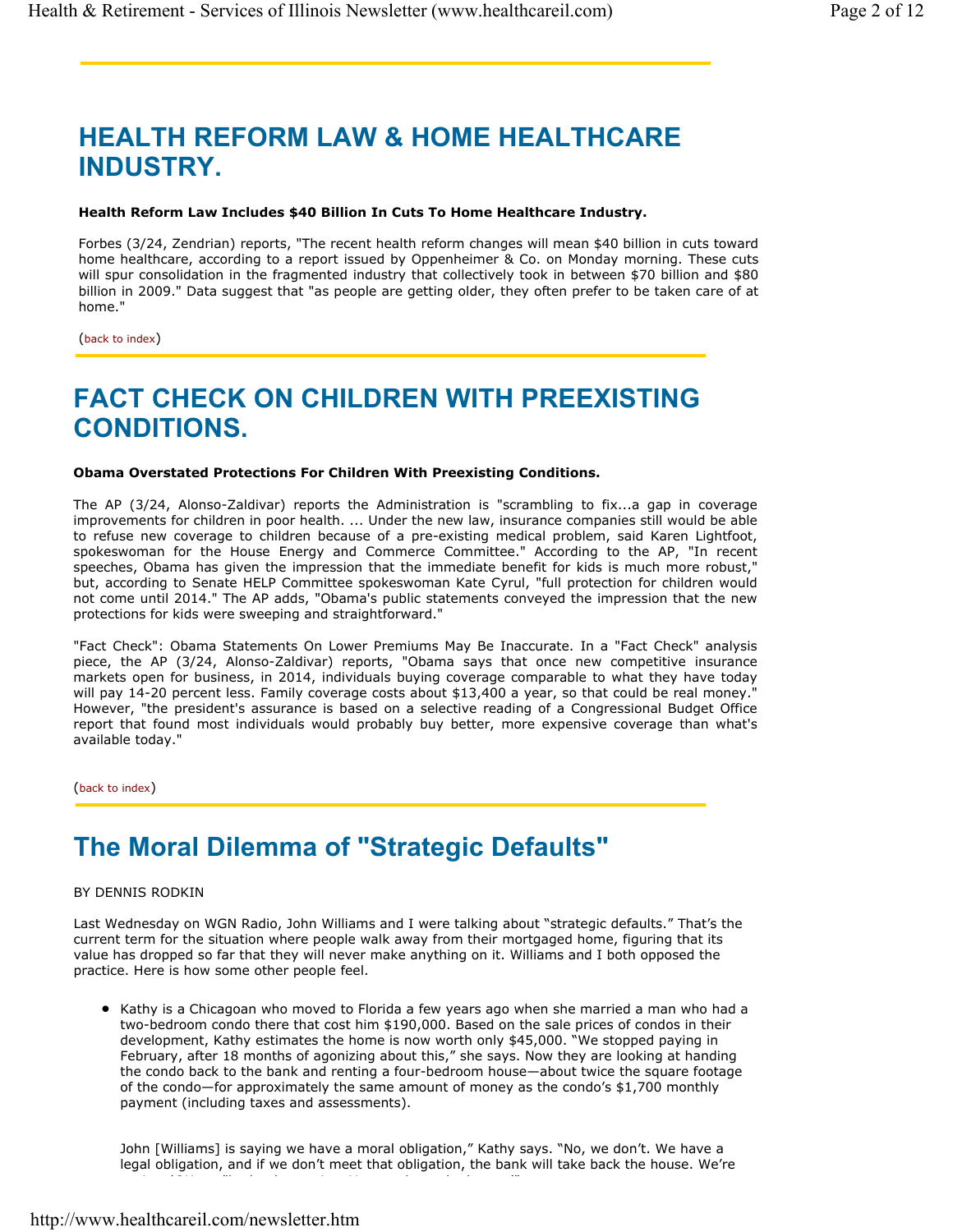# HEALTH REFORM LAW & HOME HEALTHCARE INDUSTRY.

**Health Reform Law Includes $40 Billion In Cuts To Home Healthcare Industry.**

Forbes (3/24, Zendrian) reports, "The recent health reform changes will mean $40 billion in cuts toward home healthcare, according to a report issued by Oppenheimer & Co. on Monday morning. These cuts will spur consolidation in the fragmented industry that collectively took in between $70 billion and $80 billion in 2009." Data suggest that "as people are getting older, they often prefer to be taken care of at home."

(back to index)

# FACT CHECK ON CHILDREN WITH PREEXISTING CONDITIONS.

**Obama Overstated Protections For Children With Preexisting Conditions.**

The AP (3/24, Alonso-Zaldivar) reports the Administration is "scrambling to fix...a gap in coverage improvements for children in poor health. ... Under the new law, insurance companies still would be able to refuse new coverage to children because of a pre-existing medical problem, said Karen Lightfoot, spokeswoman for the House Energy and Commerce Committee." According to the AP, "In recent speeches, Obama has given the impression that the immediate benefit for kids is much more robust," but, according to Senate HELP Committee spokeswoman Kate Cyrul, "full protection for children would not come until 2014." The AP adds, "Obama's public statements conveyed the impression that the new protections for kids were sweeping and straightforward."

"Fact Check": Obama Statements On Lower Premiums May Be Inaccurate. In a "Fact Check" analysis piece, the AP (3/24, Alonso-Zaldivar) reports, "Obama says that once new competitive insurance markets open for business, in 2014, individuals buying coverage comparable to what they have today will pay 14-20 percent less. Family coverage costs about $13,400 a year, so that could be real money." However, "the president's assurance is based on a selective reading of a Congressional Budget Office report that found most individuals would probably buy better, more expensive coverage than what's available today."

(back to index)

# The Moral Dilemma of "Strategic Defaults"

BY DENNIS RODKIN

Last Wednesday on WGN Radio, John Williams and I were talking about "strategic defaults." That's the current term for the situation where people walk away from their mortgaged home, figuring that its value has dropped so far that they will never make anything on it. Williams and I both opposed the practice. Here is how some other people feel.

- Kathy is a Chicagoan who moved to Florida a few years ago when she married a man who had a two-bedroom condo there that cost him $190,000. Based on the sale prices of condos in their development, Kathy estimates the home is now worth only $45,000. "We stopped paying in February, after 18 months of agonizing about this," she says. Now they are looking at handing the condo back to the bank and renting a four-bedroom house—about twice the square footage of the condo—for approximately the same amount of money as the condo's $1,700 monthly payment (including taxes and assessments).

  John [Williams] is saying we have a moral obligation," Kathy says. "No, we don't. We have a legal obligation, and if we don't meet that obligation, the bank will take back the house. We're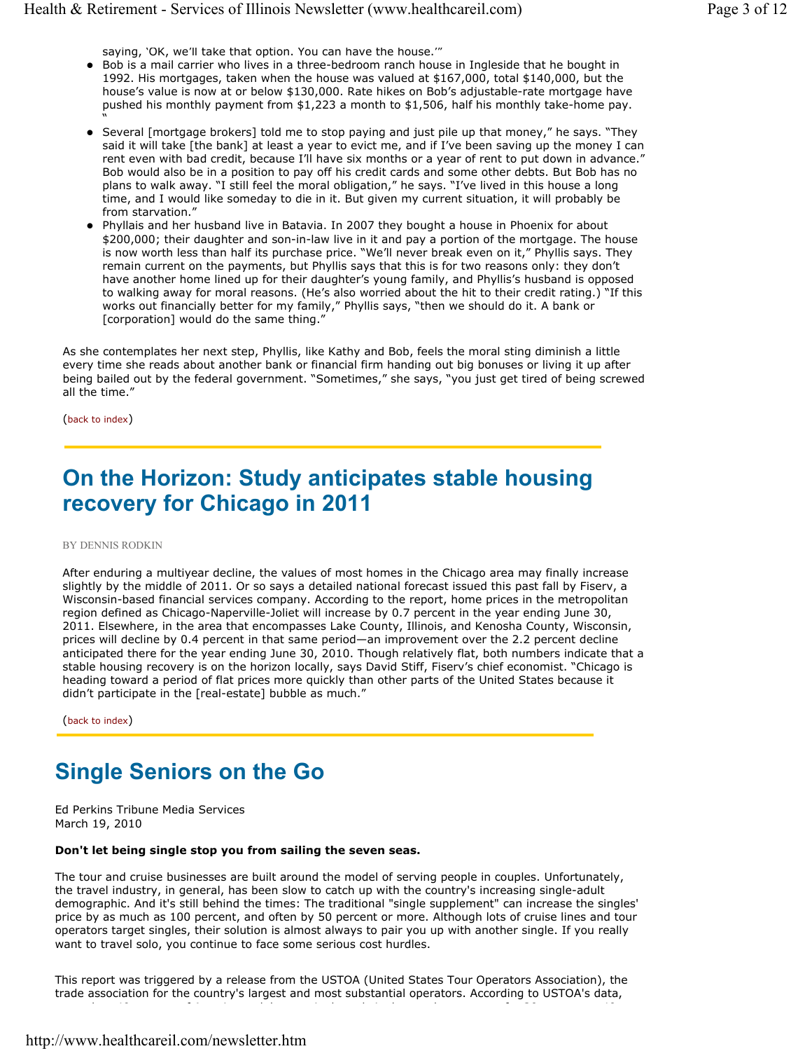saying, 'OK, we'll take that option. You can have the house.'"

- Bob is a mail carrier who lives in a three-bedroom ranch house in Ingleside that he bought in 1992. His mortgages, taken when the house was valued at $167,000, total $140,000, but the house's value is now at or below $130,000. Rate hikes on Bob's adjustable-rate mortgage have pushed his monthly payment from $1,223 a month to $1,506, half his monthly take-home pay. "
- Several [mortgage brokers] told me to stop paying and just pile up that money," he says. "They said it will take [the bank] at least a year to evict me, and if I've been saving up the money I can rent even with bad credit, because I'll have six months or a year of rent to put down in advance." Bob would also be in a position to pay off his credit cards and some other debts. But Bob has no plans to walk away. "I still feel the moral obligation," he says. "I've lived in this house a long time, and I would like someday to die in it. But given my current situation, it will probably be from starvation."
- Phyllais and her husband live in Batavia. In 2007 they bought a house in Phoenix for about $200,000; their daughter and son-in-law live in it and pay a portion of the mortgage. The house is now worth less than half its purchase price. "We'll never break even on it," Phyllis says. They remain current on the payments, but Phyllis says that this is for two reasons only: they don't have another home lined up for their daughter's young family, and Phyllis's husband is opposed to walking away for moral reasons. (He's also worried about the hit to their credit rating.) "If this works out financially better for my family," Phyllis says, "then we should do it. A bank or [corporation] would do the same thing."

As she contemplates her next step, Phyllis, like Kathy and Bob, feels the moral sting diminish a little every time she reads about another bank or financial firm handing out big bonuses or living it up after being bailed out by the federal government. "Sometimes," she says, "you just get tired of being screwed all the time."

(back to index)

## On the Horizon: Study anticipates stable housing recovery for Chicago in 2011

BY DENNIS RODKIN

After enduring a multiyear decline, the values of most homes in the Chicago area may finally increase slightly by the middle of 2011. Or so says a detailed national forecast issued this past fall by Fiserv, a Wisconsin-based financial services company. According to the report, home prices in the metropolitan region defined as Chicago-Naperville-Joliet will increase by 0.7 percent in the year ending June 30, 2011. Elsewhere, in the area that encompasses Lake County, Illinois, and Kenosha County, Wisconsin, prices will decline by 0.4 percent in that same period—an improvement over the 2.2 percent decline anticipated there for the year ending June 30, 2010. Though relatively flat, both numbers indicate that a stable housing recovery is on the horizon locally, says David Stiff, Fiserv's chief economist. "Chicago is heading toward a period of flat prices more quickly than other parts of the United States because it didn't participate in the [real-estate] bubble as much."

(back to index)

## Single Seniors on the Go

Ed Perkins Tribune Media Services
March 19, 2010

**Don't let being single stop you from sailing the seven seas.**

The tour and cruise businesses are built around the model of serving people in couples. Unfortunately, the travel industry, in general, has been slow to catch up with the country's increasing single-adult demographic. And it's still behind the times: The traditional "single supplement" can increase the singles' price by as much as 100 percent, and often by 50 percent or more. Although lots of cruise lines and tour operators target singles, their solution is almost always to pair you up with another single. If you really want to travel solo, you continue to face some serious cost hurdles.

This report was triggered by a release from the USTOA (United States Tour Operators Association), the trade association for the country's largest and most substantial operators. According to USTOA's data,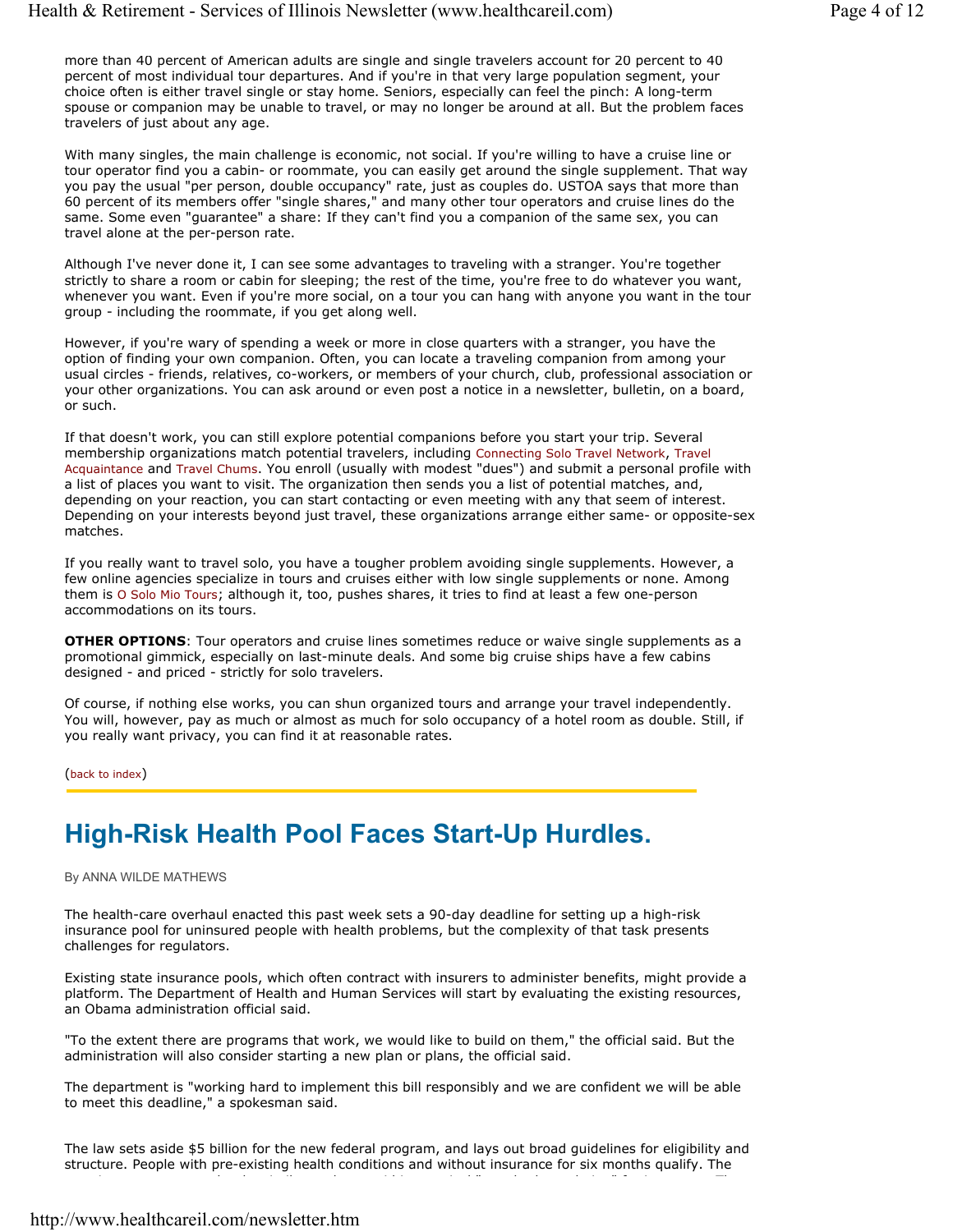more than 40 percent of American adults are single and single travelers account for 20 percent to 40 percent of most individual tour departures. And if you're in that very large population segment, your choice often is either travel single or stay home. Seniors, especially can feel the pinch: A long-term spouse or companion may be unable to travel, or may no longer be around at all. But the problem faces travelers of just about any age.

With many singles, the main challenge is economic, not social. If you're willing to have a cruise line or tour operator find you a cabin- or roommate, you can easily get around the single supplement. That way you pay the usual "per person, double occupancy" rate, just as couples do. USTOA says that more than 60 percent of its members offer "single shares," and many other tour operators and cruise lines do the same. Some even "guarantee" a share: If they can't find you a companion of the same sex, you can travel alone at the per-person rate.

Although I've never done it, I can see some advantages to traveling with a stranger. You're together strictly to share a room or cabin for sleeping; the rest of the time, you're free to do whatever you want, whenever you want. Even if you're more social, on a tour you can hang with anyone you want in the tour group - including the roommate, if you get along well.

However, if you're wary of spending a week or more in close quarters with a stranger, you have the option of finding your own companion. Often, you can locate a traveling companion from among your usual circles - friends, relatives, co-workers, or members of your church, club, professional association or your other organizations. You can ask around or even post a notice in a newsletter, bulletin, on a board, or such.

If that doesn't work, you can still explore potential companions before you start your trip. Several membership organizations match potential travelers, including Connecting Solo Travel Network, Travel Acquaintance and Travel Chums. You enroll (usually with modest "dues") and submit a personal profile with a list of places you want to visit. The organization then sends you a list of potential matches, and, depending on your reaction, you can start contacting or even meeting with any that seem of interest. Depending on your interests beyond just travel, these organizations arrange either same- or opposite-sex matches.

If you really want to travel solo, you have a tougher problem avoiding single supplements. However, a few online agencies specialize in tours and cruises either with low single supplements or none. Among them is O Solo Mio Tours; although it, too, pushes shares, it tries to find at least a few one-person accommodations on its tours.

**OTHER OPTIONS**: Tour operators and cruise lines sometimes reduce or waive single supplements as a promotional gimmick, especially on last-minute deals. And some big cruise ships have a few cabins designed - and priced - strictly for solo travelers.

Of course, if nothing else works, you can shun organized tours and arrange your travel independently. You will, however, pay as much or almost as much for solo occupancy of a hotel room as double. Still, if you really want privacy, you can find it at reasonable rates.

(back to index)

# High-Risk Health Pool Faces Start-Up Hurdles.

By ANNA WILDE MATHEWS

The health-care overhaul enacted this past week sets a 90-day deadline for setting up a high-risk insurance pool for uninsured people with health problems, but the complexity of that task presents challenges for regulators.

Existing state insurance pools, which often contract with insurers to administer benefits, might provide a platform. The Department of Health and Human Services will start by evaluating the existing resources, an Obama administration official said.

"To the extent there are programs that work, we would like to build on them," the official said. But the administration will also consider starting a new plan or plans, the official said.

The department is "working hard to implement this bill responsibly and we are confident we will be able to meet this deadline," a spokesman said.

The law sets aside $5 billion for the new federal program, and lays out broad guidelines for eligibility and structure. People with pre-existing health conditions and without insurance for six months qualify. The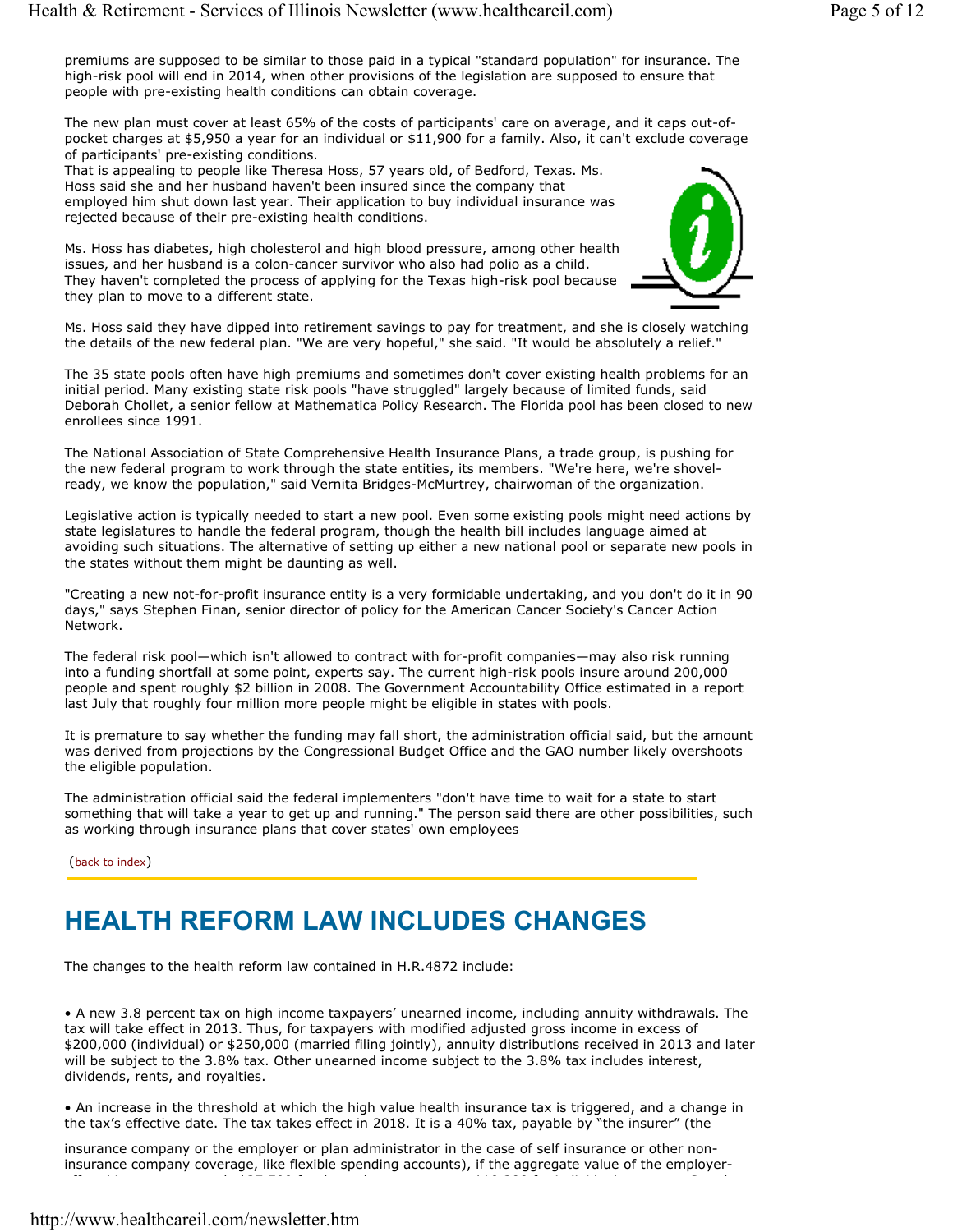premiums are supposed to be similar to those paid in a typical "standard population" for insurance. The high-risk pool will end in 2014, when other provisions of the legislation are supposed to ensure that people with pre-existing health conditions can obtain coverage.

The new plan must cover at least 65% of the costs of participants' care on average, and it caps out-of-pocket charges at $5,950 a year for an individual or $11,900 for a family. Also, it can't exclude coverage of participants' pre-existing conditions.
That is appealing to people like Theresa Hoss, 57 years old, of Bedford, Texas. Ms. Hoss said she and her husband haven't been insured since the company that employed him shut down last year. Their application to buy individual insurance was rejected because of their pre-existing health conditions.

Ms. Hoss has diabetes, high cholesterol and high blood pressure, among other health issues, and her husband is a colon-cancer survivor who also had polio as a child. They haven't completed the process of applying for the Texas high-risk pool because they plan to move to a different state.

Ms. Hoss said they have dipped into retirement savings to pay for treatment, and she is closely watching the details of the new federal plan. "We are very hopeful," she said. "It would be absolutely a relief."

The 35 state pools often have high premiums and sometimes don't cover existing health problems for an initial period. Many existing state risk pools "have struggled" largely because of limited funds, said Deborah Chollet, a senior fellow at Mathematica Policy Research. The Florida pool has been closed to new enrollees since 1991.

The National Association of State Comprehensive Health Insurance Plans, a trade group, is pushing for the new federal program to work through the state entities, its members. "We're here, we're shovel-ready, we know the population," said Vernita Bridges-McMurtrey, chairwoman of the organization.

Legislative action is typically needed to start a new pool. Even some existing pools might need actions by state legislatures to handle the federal program, though the health bill includes language aimed at avoiding such situations. The alternative of setting up either a new national pool or separate new pools in the states without them might be daunting as well.

"Creating a new not-for-profit insurance entity is a very formidable undertaking, and you don't do it in 90 days," says Stephen Finan, senior director of policy for the American Cancer Society's Cancer Action Network.

The federal risk pool—which isn't allowed to contract with for-profit companies—may also risk running into a funding shortfall at some point, experts say. The current high-risk pools insure around 200,000 people and spent roughly $2 billion in 2008. The Government Accountability Office estimated in a report last July that roughly four million more people might be eligible in states with pools.

It is premature to say whether the funding may fall short, the administration official said, but the amount was derived from projections by the Congressional Budget Office and the GAO number likely overshoots the eligible population.

The administration official said the federal implementers "don't have time to wait for a state to start something that will take a year to get up and running." The person said there are other possibilities, such as working through insurance plans that cover states' own employees

(back to index)

# HEALTH REFORM LAW INCLUDES CHANGES

The changes to the health reform law contained in H.R.4872 include:

• A new 3.8 percent tax on high income taxpayers' unearned income, including annuity withdrawals. The tax will take effect in 2013. Thus, for taxpayers with modified adjusted gross income in excess of $200,000 (individual) or $250,000 (married filing jointly), annuity distributions received in 2013 and later will be subject to the 3.8% tax. Other unearned income subject to the 3.8% tax includes interest, dividends, rents, and royalties.

• An increase in the threshold at which the high value health insurance tax is triggered, and a change in the tax's effective date. The tax takes effect in 2018. It is a 40% tax, payable by "the insurer" (the insurance company or the employer or plan administrator in the case of self insurance or other non-insurance company coverage, like flexible spending accounts), if the aggregate value of the employer-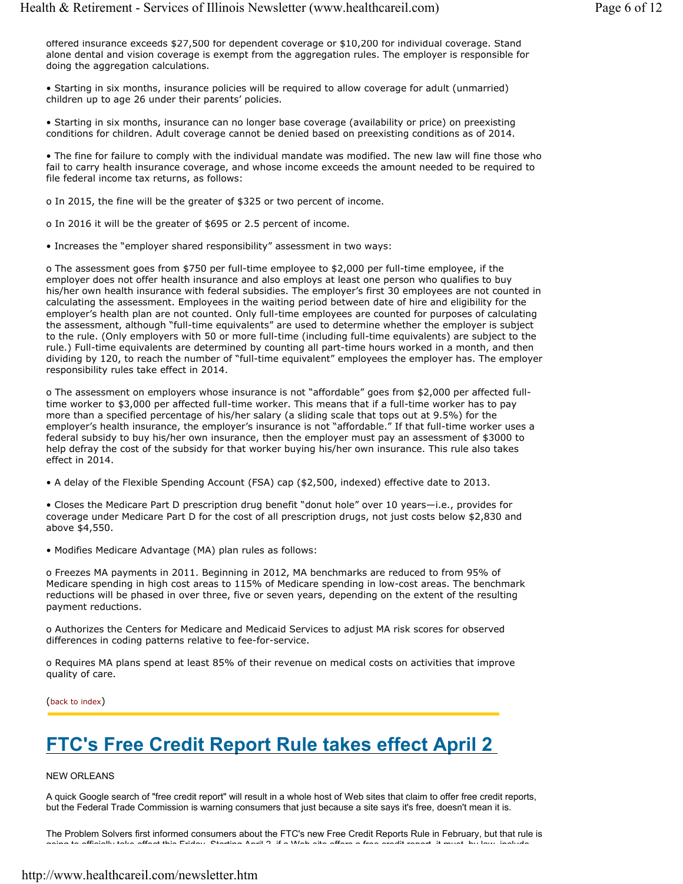offered insurance exceeds $27,500 for dependent coverage or $10,200 for individual coverage. Stand alone dental and vision coverage is exempt from the aggregation rules. The employer is responsible for doing the aggregation calculations.

• Starting in six months, insurance policies will be required to allow coverage for adult (unmarried) children up to age 26 under their parents' policies.

• Starting in six months, insurance can no longer base coverage (availability or price) on preexisting conditions for children. Adult coverage cannot be denied based on preexisting conditions as of 2014.

• The fine for failure to comply with the individual mandate was modified. The new law will fine those who fail to carry health insurance coverage, and whose income exceeds the amount needed to be required to file federal income tax returns, as follows:

o In 2015, the fine will be the greater of $325 or two percent of income.

o In 2016 it will be the greater of $695 or 2.5 percent of income.

• Increases the "employer shared responsibility" assessment in two ways:

o The assessment goes from $750 per full-time employee to $2,000 per full-time employee, if the employer does not offer health insurance and also employs at least one person who qualifies to buy his/her own health insurance with federal subsidies. The employer's first 30 employees are not counted in calculating the assessment. Employees in the waiting period between date of hire and eligibility for the employer's health plan are not counted. Only full-time employees are counted for purposes of calculating the assessment, although "full-time equivalents" are used to determine whether the employer is subject to the rule. (Only employers with 50 or more full-time (including full-time equivalents) are subject to the rule.) Full-time equivalents are determined by counting all part-time hours worked in a month, and then dividing by 120, to reach the number of "full-time equivalent" employees the employer has. The employer responsibility rules take effect in 2014.

o The assessment on employers whose insurance is not "affordable" goes from $2,000 per affected full-time worker to $3,000 per affected full-time worker. This means that if a full-time worker has to pay more than a specified percentage of his/her salary (a sliding scale that tops out at 9.5%) for the employer's health insurance, the employer's insurance is not "affordable." If that full-time worker uses a federal subsidy to buy his/her own insurance, then the employer must pay an assessment of $3000 to help defray the cost of the subsidy for that worker buying his/her own insurance. This rule also takes effect in 2014.

• A delay of the Flexible Spending Account (FSA) cap ($2,500, indexed) effective date to 2013.

• Closes the Medicare Part D prescription drug benefit "donut hole" over 10 years—i.e., provides for coverage under Medicare Part D for the cost of all prescription drugs, not just costs below $2,830 and above $4,550.

• Modifies Medicare Advantage (MA) plan rules as follows:

o Freezes MA payments in 2011. Beginning in 2012, MA benchmarks are reduced to from 95% of Medicare spending in high cost areas to 115% of Medicare spending in low-cost areas. The benchmark reductions will be phased in over three, five or seven years, depending on the extent of the resulting payment reductions.

o Authorizes the Centers for Medicare and Medicaid Services to adjust MA risk scores for observed differences in coding patterns relative to fee-for-service.

o Requires MA plans spend at least 85% of their revenue on medical costs on activities that improve quality of care.

(back to index)

# FTC's Free Credit Report Rule takes effect April 2

NEW ORLEANS

A quick Google search of "free credit report" will result in a whole host of Web sites that claim to offer free credit reports, but the Federal Trade Commission is warning consumers that just because a site says it's free, doesn't mean it is.

The Problem Solvers first informed consumers about the FTC's new Free Credit Reports Rule in February, but that rule is going to officially take effect this Friday. Starting April 2, if a Web site offers a free credit report, it must, by law, include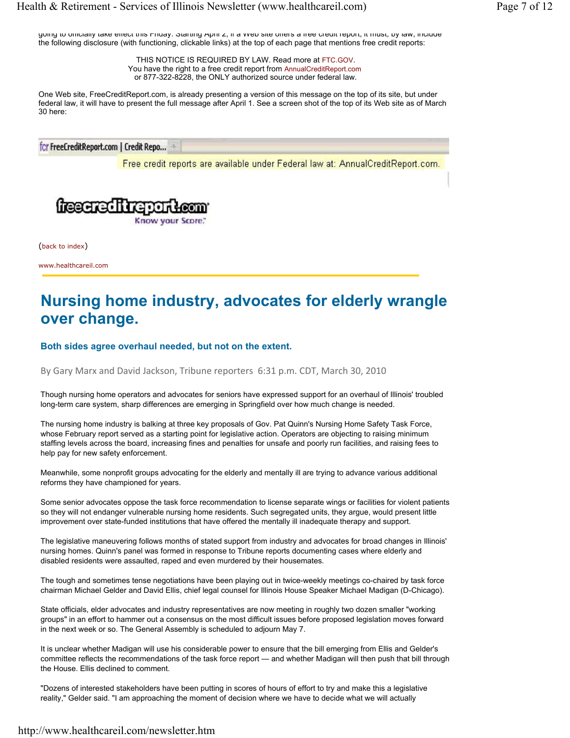going to officially take effect this Friday. Starting April 2, if a Web site offers a free credit report, it must, by law, include the following disclosure (with functioning, clickable links) at the top of each page that mentions free credit reports:

THIS NOTICE IS REQUIRED BY LAW. Read more at FTC.GOV.
You have the right to a free credit report from AnnualCreditReport.com or 877-322-8228, the ONLY authorized source under federal law.

One Web site, FreeCreditReport.com, is already presenting a version of this message on the top of its site, but under federal law, it will have to present the full message after April 1. See a screen shot of the top of its Web site as of March 30 here:

fcr FreeCreditReport.com | Credit Repo...

Free credit reports are available under Federal law at: AnnualCreditReport.com.

freecreditreport.com
Know your Score.

(back to index)

www.healthcareil.com

# Nursing home industry, advocates for elderly wrangle over change.

### Both sides agree overhaul needed, but not on the extent.

By Gary Marx and David Jackson, Tribune reporters 6:31 p.m. CDT, March 30, 2010

Though nursing home operators and advocates for seniors have expressed support for an overhaul of Illinois' troubled long-term care system, sharp differences are emerging in Springfield over how much change is needed.

The nursing home industry is balking at three key proposals of Gov. Pat Quinn's Nursing Home Safety Task Force, whose February report served as a starting point for legislative action. Operators are objecting to raising minimum staffing levels across the board, increasing fines and penalties for unsafe and poorly run facilities, and raising fees to help pay for new safety enforcement.

Meanwhile, some nonprofit groups advocating for the elderly and mentally ill are trying to advance various additional reforms they have championed for years.

Some senior advocates oppose the task force recommendation to license separate wings or facilities for violent patients so they will not endanger vulnerable nursing home residents. Such segregated units, they argue, would present little improvement over state-funded institutions that have offered the mentally ill inadequate therapy and support.

The legislative maneuvering follows months of stated support from industry and advocates for broad changes in Illinois' nursing homes. Quinn's panel was formed in response to Tribune reports documenting cases where elderly and disabled residents were assaulted, raped and even murdered by their housemates.

The tough and sometimes tense negotiations have been playing out in twice-weekly meetings co-chaired by task force chairman Michael Gelder and David Ellis, chief legal counsel for Illinois House Speaker Michael Madigan (D-Chicago).

State officials, elder advocates and industry representatives are now meeting in roughly two dozen smaller "working groups" in an effort to hammer out a consensus on the most difficult issues before proposed legislation moves forward in the next week or so. The General Assembly is scheduled to adjourn May 7.

It is unclear whether Madigan will use his considerable power to ensure that the bill emerging from Ellis and Gelder's committee reflects the recommendations of the task force report — and whether Madigan will then push that bill through the House. Ellis declined to comment.

"Dozens of interested stakeholders have been putting in scores of hours of effort to try and make this a legislative reality," Gelder said. "I am approaching the moment of decision where we have to decide what we will actually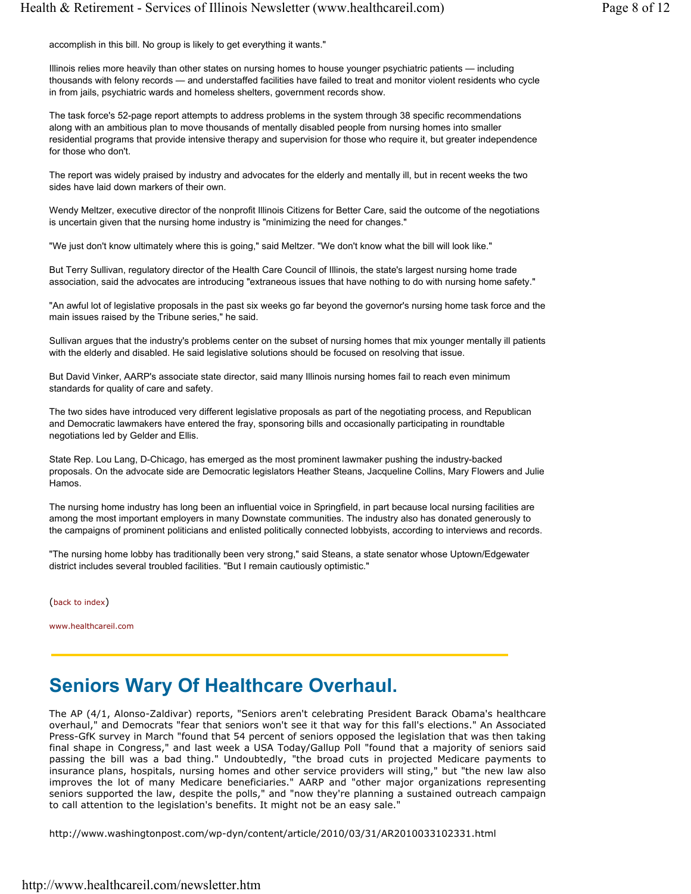accomplish in this bill. No group is likely to get everything it wants."

Illinois relies more heavily than other states on nursing homes to house younger psychiatric patients — including thousands with felony records — and understaffed facilities have failed to treat and monitor violent residents who cycle in from jails, psychiatric wards and homeless shelters, government records show.

The task force's 52-page report attempts to address problems in the system through 38 specific recommendations along with an ambitious plan to move thousands of mentally disabled people from nursing homes into smaller residential programs that provide intensive therapy and supervision for those who require it, but greater independence for those who don't.

The report was widely praised by industry and advocates for the elderly and mentally ill, but in recent weeks the two sides have laid down markers of their own.

Wendy Meltzer, executive director of the nonprofit Illinois Citizens for Better Care, said the outcome of the negotiations is uncertain given that the nursing home industry is "minimizing the need for changes."

"We just don't know ultimately where this is going," said Meltzer. "We don't know what the bill will look like."

But Terry Sullivan, regulatory director of the Health Care Council of Illinois, the state's largest nursing home trade association, said the advocates are introducing "extraneous issues that have nothing to do with nursing home safety."

"An awful lot of legislative proposals in the past six weeks go far beyond the governor's nursing home task force and the main issues raised by the Tribune series," he said.

Sullivan argues that the industry's problems center on the subset of nursing homes that mix younger mentally ill patients with the elderly and disabled. He said legislative solutions should be focused on resolving that issue.

But David Vinker, AARP's associate state director, said many Illinois nursing homes fail to reach even minimum standards for quality of care and safety.

The two sides have introduced very different legislative proposals as part of the negotiating process, and Republican and Democratic lawmakers have entered the fray, sponsoring bills and occasionally participating in roundtable negotiations led by Gelder and Ellis.

State Rep. Lou Lang, D-Chicago, has emerged as the most prominent lawmaker pushing the industry-backed proposals. On the advocate side are Democratic legislators Heather Steans, Jacqueline Collins, Mary Flowers and Julie Hamos.

The nursing home industry has long been an influential voice in Springfield, in part because local nursing facilities are among the most important employers in many Downstate communities. The industry also has donated generously to the campaigns of prominent politicians and enlisted politically connected lobbyists, according to interviews and records.

"The nursing home lobby has traditionally been very strong," said Steans, a state senator whose Uptown/Edgewater district includes several troubled facilities. "But I remain cautiously optimistic."

(back to index)

www.healthcareil.com

---

## Seniors Wary Of Healthcare Overhaul.

The AP (4/1, Alonso-Zaldivar) reports, "Seniors aren't celebrating President Barack Obama's healthcare overhaul," and Democrats "fear that seniors won't see it that way for this fall's elections." An Associated Press-GfK survey in March "found that 54 percent of seniors opposed the legislation that was then taking final shape in Congress," and last week a USA Today/Gallup Poll "found that a majority of seniors said passing the bill was a bad thing." Undoubtedly, "the broad cuts in projected Medicare payments to insurance plans, hospitals, nursing homes and other service providers will sting," but "the new law also improves the lot of many Medicare beneficiaries." AARP and "other major organizations representing seniors supported the law, despite the polls," and "now they're planning a sustained outreach campaign to call attention to the legislation's benefits. It might not be an easy sale."

http://www.washingtonpost.com/wp-dyn/content/article/2010/03/31/AR2010033102331.html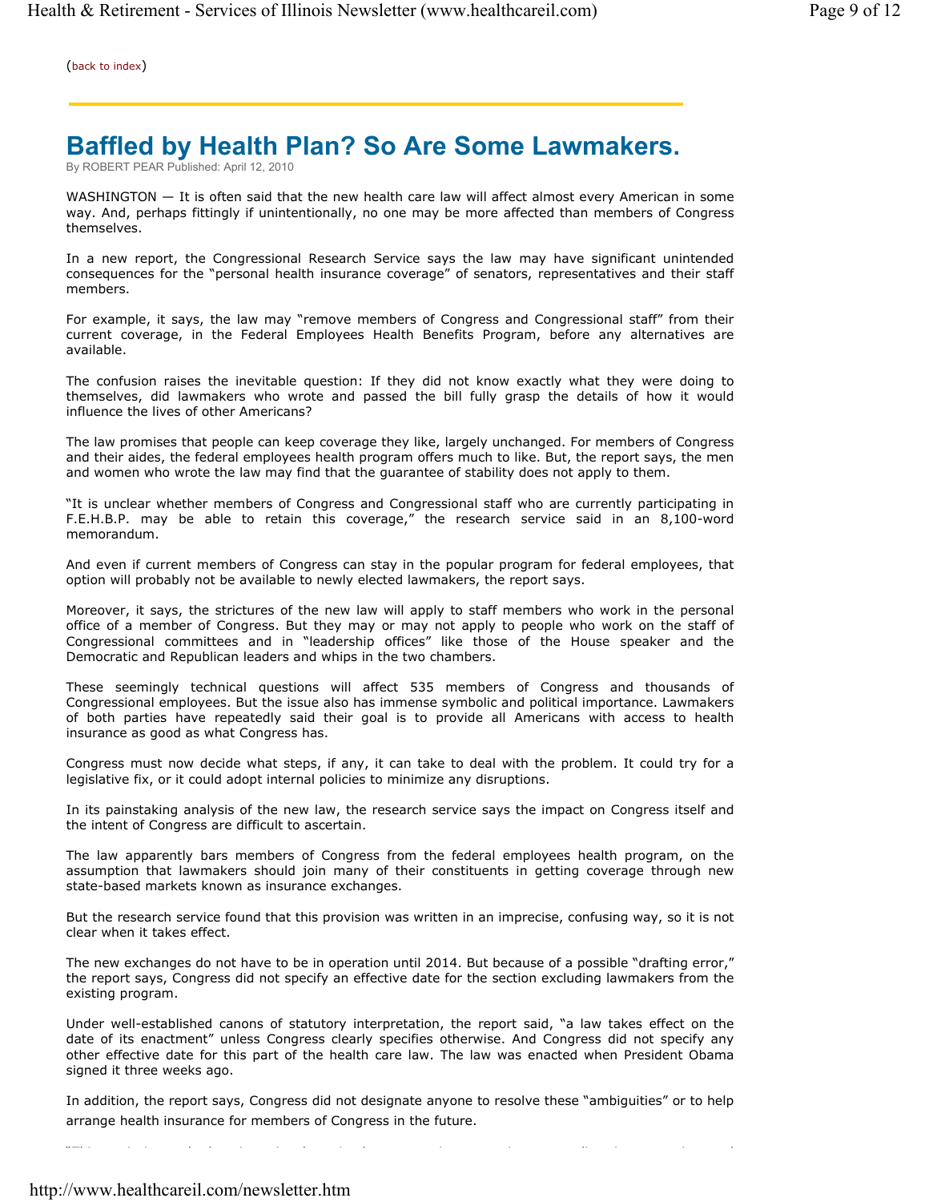(back to index)

# Baffled by Health Plan? So Are Some Lawmakers.

By ROBERT PEAR Published: April 12, 2010

WASHINGTON — It is often said that the new health care law will affect almost every American in some way. And, perhaps fittingly if unintentionally, no one may be more affected than members of Congress themselves.

In a new report, the Congressional Research Service says the law may have significant unintended consequences for the "personal health insurance coverage" of senators, representatives and their staff members.

For example, it says, the law may "remove members of Congress and Congressional staff" from their current coverage, in the Federal Employees Health Benefits Program, before any alternatives are available.

The confusion raises the inevitable question: If they did not know exactly what they were doing to themselves, did lawmakers who wrote and passed the bill fully grasp the details of how it would influence the lives of other Americans?

The law promises that people can keep coverage they like, largely unchanged. For members of Congress and their aides, the federal employees health program offers much to like. But, the report says, the men and women who wrote the law may find that the guarantee of stability does not apply to them.

"It is unclear whether members of Congress and Congressional staff who are currently participating in F.E.H.B.P. may be able to retain this coverage," the research service said in an 8,100-word memorandum.

And even if current members of Congress can stay in the popular program for federal employees, that option will probably not be available to newly elected lawmakers, the report says.

Moreover, it says, the strictures of the new law will apply to staff members who work in the personal office of a member of Congress. But they may or may not apply to people who work on the staff of Congressional committees and in "leadership offices" like those of the House speaker and the Democratic and Republican leaders and whips in the two chambers.

These seemingly technical questions will affect 535 members of Congress and thousands of Congressional employees. But the issue also has immense symbolic and political importance. Lawmakers of both parties have repeatedly said their goal is to provide all Americans with access to health insurance as good as what Congress has.

Congress must now decide what steps, if any, it can take to deal with the problem. It could try for a legislative fix, or it could adopt internal policies to minimize any disruptions.

In its painstaking analysis of the new law, the research service says the impact on Congress itself and the intent of Congress are difficult to ascertain.

The law apparently bars members of Congress from the federal employees health program, on the assumption that lawmakers should join many of their constituents in getting coverage through new state-based markets known as insurance exchanges.

But the research service found that this provision was written in an imprecise, confusing way, so it is not clear when it takes effect.

The new exchanges do not have to be in operation until 2014. But because of a possible "drafting error," the report says, Congress did not specify an effective date for the section excluding lawmakers from the existing program.

Under well-established canons of statutory interpretation, the report said, "a law takes effect on the date of its enactment" unless Congress clearly specifies otherwise. And Congress did not specify any other effective date for this part of the health care law. The law was enacted when President Obama signed it three weeks ago.

In addition, the report says, Congress did not designate anyone to resolve these "ambiguities" or to help arrange health insurance for members of Congress in the future.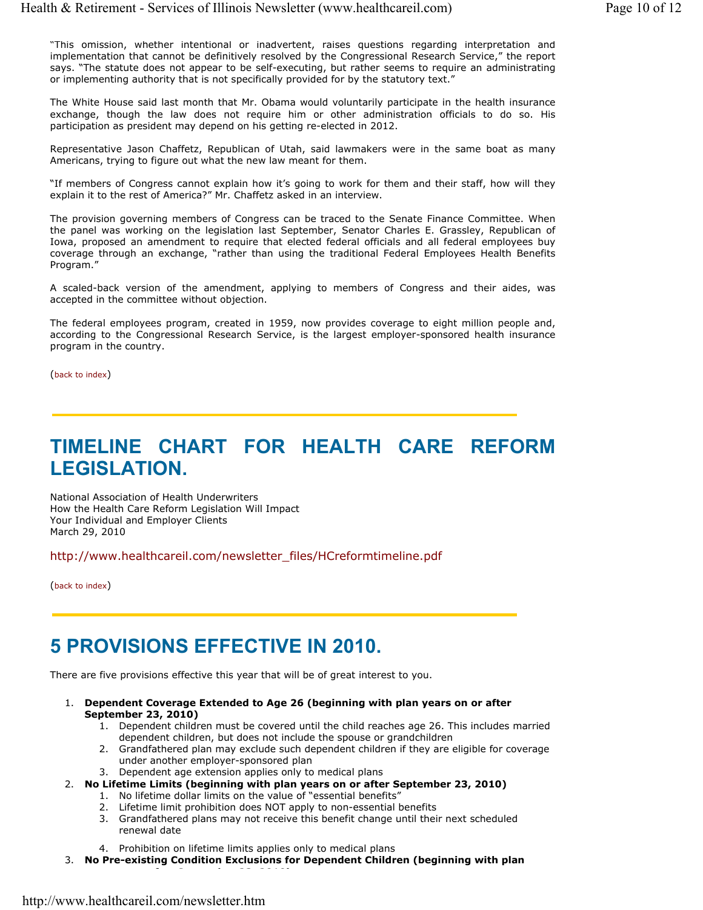"This omission, whether intentional or inadvertent, raises questions regarding interpretation and implementation that cannot be definitively resolved by the Congressional Research Service," the report says. "The statute does not appear to be self-executing, but rather seems to require an administrating or implementing authority that is not specifically provided for by the statutory text."

The White House said last month that Mr. Obama would voluntarily participate in the health insurance exchange, though the law does not require him or other administration officials to do so. His participation as president may depend on his getting re-elected in 2012.

Representative Jason Chaffetz, Republican of Utah, said lawmakers were in the same boat as many Americans, trying to figure out what the new law meant for them.

"If members of Congress cannot explain how it's going to work for them and their staff, how will they explain it to the rest of America?" Mr. Chaffetz asked in an interview.

The provision governing members of Congress can be traced to the Senate Finance Committee. When the panel was working on the legislation last September, Senator Charles E. Grassley, Republican of Iowa, proposed an amendment to require that elected federal officials and all federal employees buy coverage through an exchange, "rather than using the traditional Federal Employees Health Benefits Program."

A scaled-back version of the amendment, applying to members of Congress and their aides, was accepted in the committee without objection.

The federal employees program, created in 1959, now provides coverage to eight million people and, according to the Congressional Research Service, is the largest employer-sponsored health insurance program in the country.

(back to index)

# TIMELINE CHART FOR HEALTH CARE REFORM LEGISLATION.

National Association of Health Underwriters
How the Health Care Reform Legislation Will Impact
Your Individual and Employer Clients
March 29, 2010

http://www.healthcareil.com/newsletter_files/HCreformtimeline.pdf

(back to index)

# 5 PROVISIONS EFFECTIVE IN 2010.

There are five provisions effective this year that will be of great interest to you.

1. **Dependent Coverage Extended to Age 26 (beginning with plan years on or after September 23, 2010)**
   1. Dependent children must be covered until the child reaches age 26. This includes married dependent children, but does not include the spouse or grandchildren
   2. Grandfathered plan may exclude such dependent children if they are eligible for coverage under another employer-sponsored plan
   3. Dependent age extension applies only to medical plans
2. **No Lifetime Limits (beginning with plan years on or after September 23, 2010)**
   1. No lifetime dollar limits on the value of "essential benefits"
   2. Lifetime limit prohibition does NOT apply to non-essential benefits
   3. Grandfathered plans may not receive this benefit change until their next scheduled renewal date
   4. Prohibition on lifetime limits applies only to medical plans
3. **No Pre-existing Condition Exclusions for Dependent Children (beginning with plan**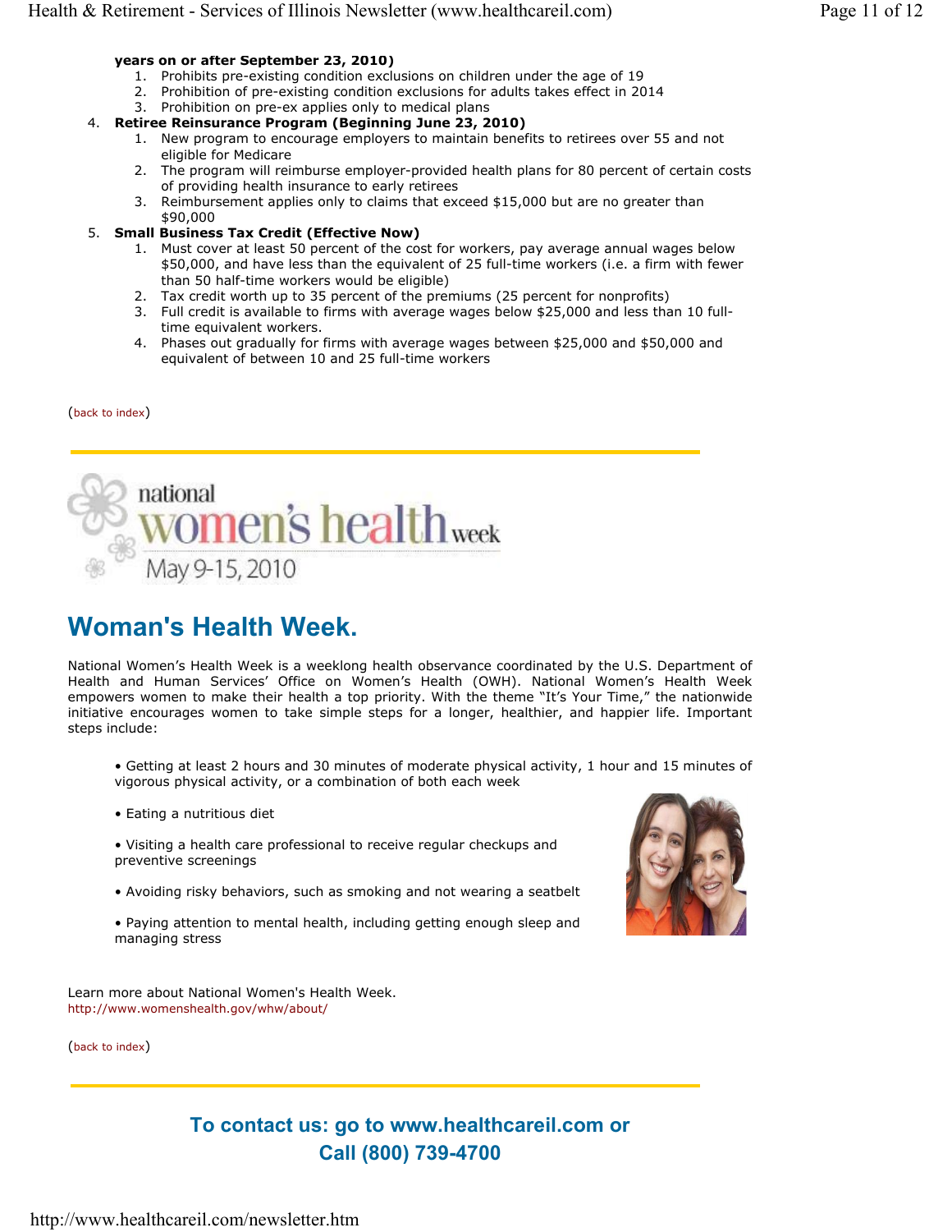**years on or after September 23, 2010)**

1. Prohibits pre-existing condition exclusions on children under the age of 19
2. Prohibition of pre-existing condition exclusions for adults takes effect in 2014
3. Prohibition on pre-ex applies only to medical plans

4. **Retiree Reinsurance Program (Beginning June 23, 2010)**
   1. New program to encourage employers to maintain benefits to retirees over 55 and not eligible for Medicare
   2. The program will reimburse employer-provided health plans for 80 percent of certain costs of providing health insurance to early retirees
   3. Reimbursement applies only to claims that exceed $15,000 but are no greater than $90,000
5. **Small Business Tax Credit (Effective Now)**
   1. Must cover at least 50 percent of the cost for workers, pay average annual wages below $50,000, and have less than the equivalent of 25 full-time workers (i.e. a firm with fewer than 50 half-time workers would be eligible)
   2. Tax credit worth up to 35 percent of the premiums (25 percent for nonprofits)
   3. Full credit is available to firms with average wages below $25,000 and less than 10 full-time equivalent workers.
   4. Phases out gradually for firms with average wages between $25,000 and $50,000 and equivalent of between 10 and 25 full-time workers

(back to index)

national women's health week May 9-15, 2010

## Woman's Health Week.

National Women's Health Week is a weeklong health observance coordinated by the U.S. Department of Health and Human Services' Office on Women's Health (OWH). National Women's Health Week empowers women to make their health a top priority. With the theme "It's Your Time," the nationwide initiative encourages women to take simple steps for a longer, healthier, and happier life. Important steps include:

- Getting at least 2 hours and 30 minutes of moderate physical activity, 1 hour and 15 minutes of vigorous physical activity, or a combination of both each week
- Eating a nutritious diet
- Visiting a health care professional to receive regular checkups and preventive screenings
- Avoiding risky behaviors, such as smoking and not wearing a seatbelt
- Paying attention to mental health, including getting enough sleep and managing stress

Learn more about National Women's Health Week.
http://www.womenshealth.gov/whw/about/

(back to index)

### To contact us: go to www.healthcareil.com or Call (800) 739-4700